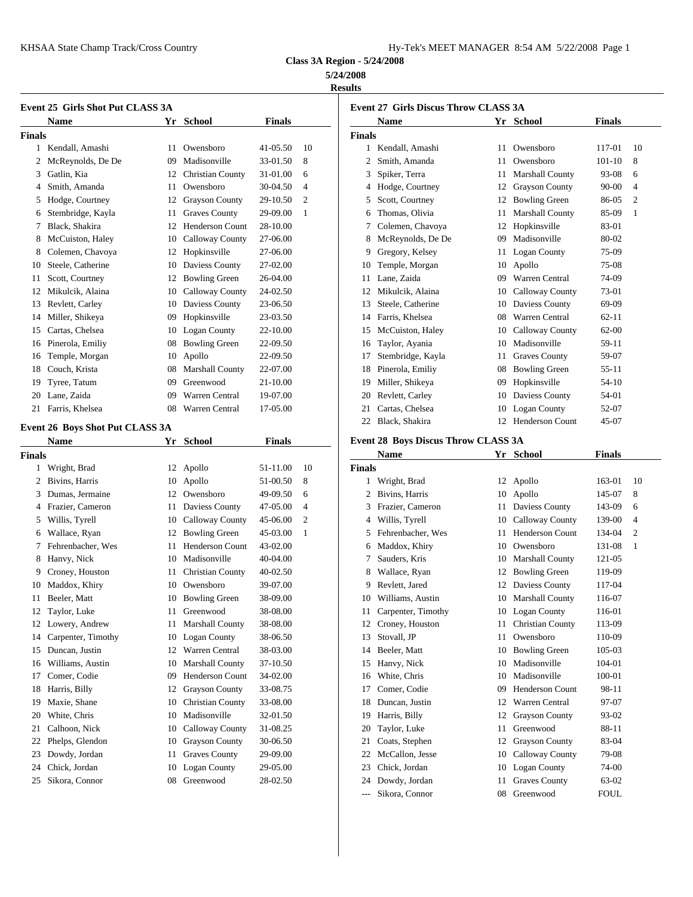**Class 3A Region - 5/24/2008**

**5/24/2008**

**Results**

### Event 25 Girls Shot Put CLASS 3A

| | Name | Yr | School | Finals | |
|---|---|---|---|---|---|
| **Finals** | | | | | |
| 1 | Kendall, Amashi | 11 | Owensboro | 41-05.50 | 10 |
| 2 | McReynolds, De De | 09 | Madisonville | 33-01.50 | 8 |
| 3 | Gatlin, Kia | 12 | Christian County | 31-01.00 | 6 |
| 4 | Smith, Amanda | 11 | Owensboro | 30-04.50 | 4 |
| 5 | Hodge, Courtney | 12 | Grayson County | 29-10.50 | 2 |
| 6 | Stembridge, Kayla | 11 | Graves County | 29-09.00 | 1 |
| 7 | Black, Shakira | 12 | Henderson Count | 28-10.00 | |
| 8 | McCuiston, Haley | 10 | Calloway County | 27-06.00 | |
| 8 | Colemen, Chavoya | 12 | Hopkinsville | 27-06.00 | |
| 10 | Steele, Catherine | 10 | Daviess County | 27-02.00 | |
| 11 | Scott, Courtney | 12 | Bowling Green | 26-04.00 | |
| 12 | Mikulcik, Alaina | 10 | Calloway County | 24-02.50 | |
| 13 | Revlett, Carley | 10 | Daviess County | 23-06.50 | |
| 14 | Miller, Shikeya | 09 | Hopkinsville | 23-03.50 | |
| 15 | Cartas, Chelsea | 10 | Logan County | 22-10.00 | |
| 16 | Pinerola, Emiliy | 08 | Bowling Green | 22-09.50 | |
| 16 | Temple, Morgan | 10 | Apollo | 22-09.50 | |
| 18 | Couch, Krista | 08 | Marshall County | 22-07.00 | |
| 19 | Tyree, Tatum | 09 | Greenwood | 21-10.00 | |
| 20 | Lane, Zaida | 09 | Warren Central | 19-07.00 | |
| 21 | Farris, Khelsea | 08 | Warren Central | 17-05.00 | |

### Event 26 Boys Shot Put CLASS 3A

| | Name | Yr | School | Finals | |
|---|---|---|---|---|---|
| **Finals** | | | | | |
| 1 | Wright, Brad | 12 | Apollo | 51-11.00 | 10 |
| 2 | Bivins, Harris | 10 | Apollo | 51-00.50 | 8 |
| 3 | Dumas, Jermaine | 12 | Owensboro | 49-09.50 | 6 |
| 4 | Frazier, Cameron | 11 | Daviess County | 47-05.00 | 4 |
| 5 | Willis, Tyrell | 10 | Calloway County | 45-06.00 | 2 |
| 6 | Wallace, Ryan | 12 | Bowling Green | 45-03.00 | 1 |
| 7 | Fehrenbacher, Wes | 11 | Henderson Count | 43-02.00 | |
| 8 | Hanvy, Nick | 10 | Madisonville | 40-04.00 | |
| 9 | Croney, Houston | 11 | Christian County | 40-02.50 | |
| 10 | Maddox, Khiry | 10 | Owensboro | 39-07.00 | |
| 11 | Beeler, Matt | 10 | Bowling Green | 38-09.00 | |
| 12 | Taylor, Luke | 11 | Greenwood | 38-08.00 | |
| 12 | Lowery, Andrew | 11 | Marshall County | 38-08.00 | |
| 14 | Carpenter, Timothy | 10 | Logan County | 38-06.50 | |
| 15 | Duncan, Justin | 12 | Warren Central | 38-03.00 | |
| 16 | Williams, Austin | 10 | Marshall County | 37-10.50 | |
| 17 | Comer, Codie | 09 | Henderson Count | 34-02.00 | |
| 18 | Harris, Billy | 12 | Grayson County | 33-08.75 | |
| 19 | Maxie, Shane | 10 | Christian County | 33-08.00 | |
| 20 | White, Chris | 10 | Madisonville | 32-01.50 | |
| 21 | Calhoon, Nick | 10 | Calloway County | 31-08.25 | |
| 22 | Phelps, Glendon | 10 | Grayson County | 30-06.50 | |
| 23 | Dowdy, Jordan | 11 | Graves County | 29-09.00 | |
| 24 | Chick, Jordan | 10 | Logan County | 29-05.00 | |
| 25 | Sikora, Connor | 08 | Greenwood | 28-02.50 | |

### Event 27 Girls Discus Throw CLASS 3A

| | Name | Yr | School | Finals | |
|---|---|---|---|---|---|
| **Finals** | | | | | |
| 1 | Kendall, Amashi | 11 | Owensboro | 117-01 | 10 |
| 2 | Smith, Amanda | 11 | Owensboro | 101-10 | 8 |
| 3 | Spiker, Terra | 11 | Marshall County | 93-08 | 6 |
| 4 | Hodge, Courtney | 12 | Grayson County | 90-00 | 4 |
| 5 | Scott, Courtney | 12 | Bowling Green | 86-05 | 2 |
| 6 | Thomas, Olivia | 11 | Marshall County | 85-09 | 1 |
| 7 | Colemen, Chavoya | 12 | Hopkinsville | 83-01 | |
| 8 | McReynolds, De De | 09 | Madisonville | 80-02 | |
| 9 | Gregory, Kelsey | 11 | Logan County | 75-09 | |
| 10 | Temple, Morgan | 10 | Apollo | 75-08 | |
| 11 | Lane, Zaida | 09 | Warren Central | 74-09 | |
| 12 | Mikulcik, Alaina | 10 | Calloway County | 73-01 | |
| 13 | Steele, Catherine | 10 | Daviess County | 69-09 | |
| 14 | Farris, Khelsea | 08 | Warren Central | 62-11 | |
| 15 | McCuiston, Haley | 10 | Calloway County | 62-00 | |
| 16 | Taylor, Ayania | 10 | Madisonville | 59-11 | |
| 17 | Stembridge, Kayla | 11 | Graves County | 59-07 | |
| 18 | Pinerola, Emiliy | 08 | Bowling Green | 55-11 | |
| 19 | Miller, Shikeya | 09 | Hopkinsville | 54-10 | |
| 20 | Revlett, Carley | 10 | Daviess County | 54-01 | |
| 21 | Cartas, Chelsea | 10 | Logan County | 52-07 | |
| 22 | Black, Shakira | 12 | Henderson Count | 45-07 | |

### Event 28 Boys Discus Throw CLASS 3A

| | Name | Yr | School | Finals | |
|---|---|---|---|---|---|
| **Finals** | | | | | |
| 1 | Wright, Brad | 12 | Apollo | 163-01 | 10 |
| 2 | Bivins, Harris | 10 | Apollo | 145-07 | 8 |
| 3 | Frazier, Cameron | 11 | Daviess County | 143-09 | 6 |
| 4 | Willis, Tyrell | 10 | Calloway County | 139-00 | 4 |
| 5 | Fehrenbacher, Wes | 11 | Henderson Count | 134-04 | 2 |
| 6 | Maddox, Khiry | 10 | Owensboro | 131-08 | 1 |
| 7 | Sauders, Kris | 10 | Marshall County | 121-05 | |
| 8 | Wallace, Ryan | 12 | Bowling Green | 119-09 | |
| 9 | Revlett, Jared | 12 | Daviess County | 117-04 | |
| 10 | Williams, Austin | 10 | Marshall County | 116-07 | |
| 11 | Carpenter, Timothy | 10 | Logan County | 116-01 | |
| 12 | Croney, Houston | 11 | Christian County | 113-09 | |
| 13 | Stovall, JP | 11 | Owensboro | 110-09 | |
| 14 | Beeler, Matt | 10 | Bowling Green | 105-03 | |
| 15 | Hanvy, Nick | 10 | Madisonville | 104-01 | |
| 16 | White, Chris | 10 | Madisonville | 100-01 | |
| 17 | Comer, Codie | 09 | Henderson Count | 98-11 | |
| 18 | Duncan, Justin | 12 | Warren Central | 97-07 | |
| 19 | Harris, Billy | 12 | Grayson County | 93-02 | |
| 20 | Taylor, Luke | 11 | Greenwood | 88-11 | |
| 21 | Coats, Stephen | 12 | Grayson County | 83-04 | |
| 22 | McCallon, Jesse | 10 | Calloway County | 79-08 | |
| 23 | Chick, Jordan | 10 | Logan County | 74-00 | |
| 24 | Dowdy, Jordan | 11 | Graves County | 63-02 | |
| --- | Sikora, Connor | 08 | Greenwood | FOUL | |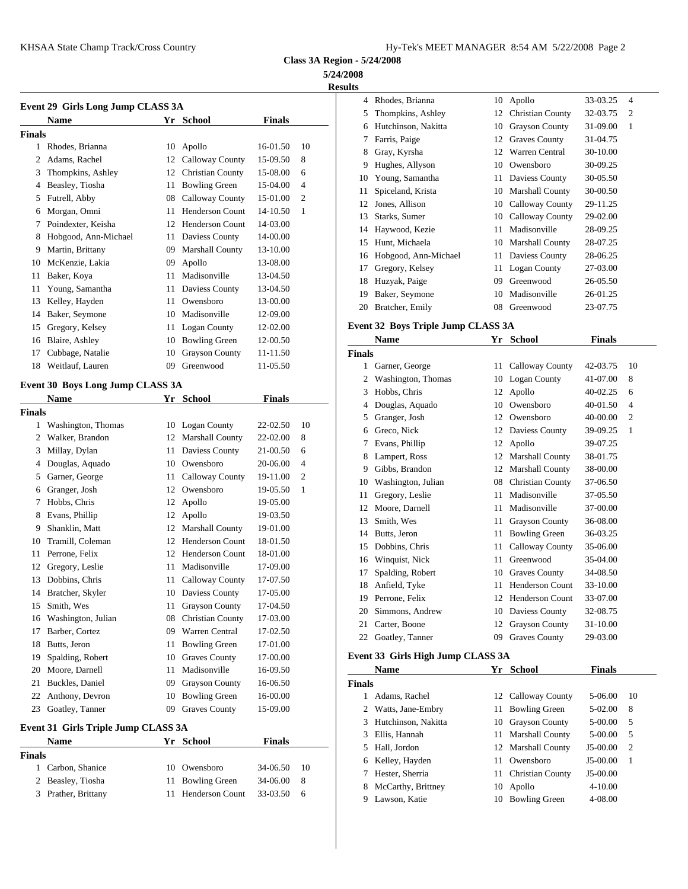**Class 3A Region - 5/24/2008**

**5/24/2008**

**Results**

### Event 29 Girls Long Jump CLASS 3A

| | Name | Yr | School | Finals | |
|---|---|---|---|---|---|
| **Finals** | | | | | |
| 1 | Rhodes, Brianna | 10 | Apollo | 16-01.50 | 10 |
| 2 | Adams, Rachel | 12 | Calloway County | 15-09.50 | 8 |
| 3 | Thompkins, Ashley | 12 | Christian County | 15-08.00 | 6 |
| 4 | Beasley, Tiosha | 11 | Bowling Green | 15-04.00 | 4 |
| 5 | Futrell, Abby | 08 | Calloway County | 15-01.00 | 2 |
| 6 | Morgan, Omni | 11 | Henderson Count | 14-10.50 | 1 |
| 7 | Poindexter, Keisha | 12 | Henderson Count | 14-03.00 | |
| 8 | Hobgood, Ann-Michael | 11 | Daviess County | 14-00.00 | |
| 9 | Martin, Brittany | 09 | Marshall County | 13-10.00 | |
| 10 | McKenzie, Lakia | 09 | Apollo | 13-08.00 | |
| 11 | Baker, Koya | 11 | Madisonville | 13-04.50 | |
| 11 | Young, Samantha | 11 | Daviess County | 13-04.50 | |
| 13 | Kelley, Hayden | 11 | Owensboro | 13-00.00 | |
| 14 | Baker, Seymone | 10 | Madisonville | 12-09.00 | |
| 15 | Gregory, Kelsey | 11 | Logan County | 12-02.00 | |
| 16 | Blaire, Ashley | 10 | Bowling Green | 12-00.50 | |
| 17 | Cubbage, Natalie | 10 | Grayson County | 11-11.50 | |
| 18 | Weitlauf, Lauren | 09 | Greenwood | 11-05.50 | |

### Event 30 Boys Long Jump CLASS 3A

| | Name | Yr | School | Finals | |
|---|---|---|---|---|---|
| **Finals** | | | | | |
| 1 | Washington, Thomas | 10 | Logan County | 22-02.50 | 10 |
| 2 | Walker, Brandon | 12 | Marshall County | 22-02.00 | 8 |
| 3 | Millay, Dylan | 11 | Daviess County | 21-00.50 | 6 |
| 4 | Douglas, Aquado | 10 | Owensboro | 20-06.00 | 4 |
| 5 | Garner, George | 11 | Calloway County | 19-11.00 | 2 |
| 6 | Granger, Josh | 12 | Owensboro | 19-05.50 | 1 |
| 7 | Hobbs, Chris | 12 | Apollo | 19-05.00 | |
| 8 | Evans, Phillip | 12 | Apollo | 19-03.50 | |
| 9 | Shanklin, Matt | 12 | Marshall County | 19-01.00 | |
| 10 | Tramill, Coleman | 12 | Henderson Count | 18-01.50 | |
| 11 | Perrone, Felix | 12 | Henderson Count | 18-01.00 | |
| 12 | Gregory, Leslie | 11 | Madisonville | 17-09.00 | |
| 13 | Dobbins, Chris | 11 | Calloway County | 17-07.50 | |
| 14 | Bratcher, Skyler | 10 | Daviess County | 17-05.00 | |
| 15 | Smith, Wes | 11 | Grayson County | 17-04.50 | |
| 16 | Washington, Julian | 08 | Christian County | 17-03.00 | |
| 17 | Barber, Cortez | 09 | Warren Central | 17-02.50 | |
| 18 | Butts, Jeron | 11 | Bowling Green | 17-01.00 | |
| 19 | Spalding, Robert | 10 | Graves County | 17-00.00 | |
| 20 | Moore, Darnell | 11 | Madisonville | 16-09.50 | |
| 21 | Buckles, Daniel | 09 | Grayson County | 16-06.50 | |
| 22 | Anthony, Devron | 10 | Bowling Green | 16-00.00 | |
| 23 | Goatley, Tanner | 09 | Graves County | 15-09.00 | |

### Event 31 Girls Triple Jump CLASS 3A

| | Name | Yr | School | Finals | |
|---|---|---|---|---|---|
| **Finals** | | | | | |
| 1 | Carbon, Shanice | 10 | Owensboro | 34-06.50 | 10 |
| 2 | Beasley, Tiosha | 11 | Bowling Green | 34-06.00 | 8 |
| 3 | Prather, Brittany | 11 | Henderson Count | 33-03.50 | 6 |
| 4 | Rhodes, Brianna | 10 | Apollo | 33-03.25 | 4 |
| 5 | Thompkins, Ashley | 12 | Christian County | 32-03.75 | 2 |
| 6 | Hutchinson, Nakitta | 10 | Grayson County | 31-09.00 | 1 |
| 7 | Farris, Paige | 12 | Graves County | 31-04.75 | |
| 8 | Gray, Kyrsha | 12 | Warren Central | 30-10.00 | |
| 9 | Hughes, Allyson | 10 | Owensboro | 30-09.25 | |
| 10 | Young, Samantha | 11 | Daviess County | 30-05.50 | |
| 11 | Spiceland, Krista | 10 | Marshall County | 30-00.50 | |
| 12 | Jones, Allison | 10 | Calloway County | 29-11.25 | |
| 13 | Starks, Sumer | 10 | Calloway County | 29-02.00 | |
| 14 | Haywood, Kezie | 11 | Madisonville | 28-09.25 | |
| 15 | Hunt, Michaela | 10 | Marshall County | 28-07.25 | |
| 16 | Hobgood, Ann-Michael | 11 | Daviess County | 28-06.25 | |
| 17 | Gregory, Kelsey | 11 | Logan County | 27-03.00 | |
| 18 | Huzyak, Paige | 09 | Greenwood | 26-05.50 | |
| 19 | Baker, Seymone | 10 | Madisonville | 26-01.25 | |
| 20 | Bratcher, Emily | 08 | Greenwood | 23-07.75 | |

### Event 32 Boys Triple Jump CLASS 3A

| | Name | Yr | School | Finals | |
|---|---|---|---|---|---|
| **Finals** | | | | | |
| 1 | Garner, George | 11 | Calloway County | 42-03.75 | 10 |
| 2 | Washington, Thomas | 10 | Logan County | 41-07.00 | 8 |
| 3 | Hobbs, Chris | 12 | Apollo | 40-02.25 | 6 |
| 4 | Douglas, Aquado | 10 | Owensboro | 40-01.50 | 4 |
| 5 | Granger, Josh | 12 | Owensboro | 40-00.00 | 2 |
| 6 | Greco, Nick | 12 | Daviess County | 39-09.25 | 1 |
| 7 | Evans, Phillip | 12 | Apollo | 39-07.25 | |
| 8 | Lampert, Ross | 12 | Marshall County | 38-01.75 | |
| 9 | Gibbs, Brandon | 12 | Marshall County | 38-00.00 | |
| 10 | Washington, Julian | 08 | Christian County | 37-06.50 | |
| 11 | Gregory, Leslie | 11 | Madisonville | 37-05.50 | |
| 12 | Moore, Darnell | 11 | Madisonville | 37-00.00 | |
| 13 | Smith, Wes | 11 | Grayson County | 36-08.00 | |
| 14 | Butts, Jeron | 11 | Bowling Green | 36-03.25 | |
| 15 | Dobbins, Chris | 11 | Calloway County | 35-06.00 | |
| 16 | Winquist, Nick | 11 | Greenwood | 35-04.00 | |
| 17 | Spalding, Robert | 10 | Graves County | 34-08.50 | |
| 18 | Anfield, Tyke | 11 | Henderson Count | 33-10.00 | |
| 19 | Perrone, Felix | 12 | Henderson Count | 33-07.00 | |
| 20 | Simmons, Andrew | 10 | Daviess County | 32-08.75 | |
| 21 | Carter, Boone | 12 | Grayson County | 31-10.00 | |
| 22 | Goatley, Tanner | 09 | Graves County | 29-03.00 | |

### Event 33 Girls High Jump CLASS 3A

| | Name | Yr | School | Finals | |
|---|---|---|---|---|---|
| **Finals** | | | | | |
| 1 | Adams, Rachel | 12 | Calloway County | 5-06.00 | 10 |
| 2 | Watts, Jane-Embry | 11 | Bowling Green | 5-02.00 | 8 |
| 3 | Hutchinson, Nakitta | 10 | Grayson County | 5-00.00 | 5 |
| 3 | Ellis, Hannah | 11 | Marshall County | 5-00.00 | 5 |
| 5 | Hall, Jordon | 12 | Marshall County | J5-00.00 | 2 |
| 6 | Kelley, Hayden | 11 | Owensboro | J5-00.00 | 1 |
| 7 | Hester, Sherria | 11 | Christian County | J5-00.00 | |
| 8 | McCarthy, Brittney | 10 | Apollo | 4-10.00 | |
| 9 | Lawson, Katie | 10 | Bowling Green | 4-08.00 | |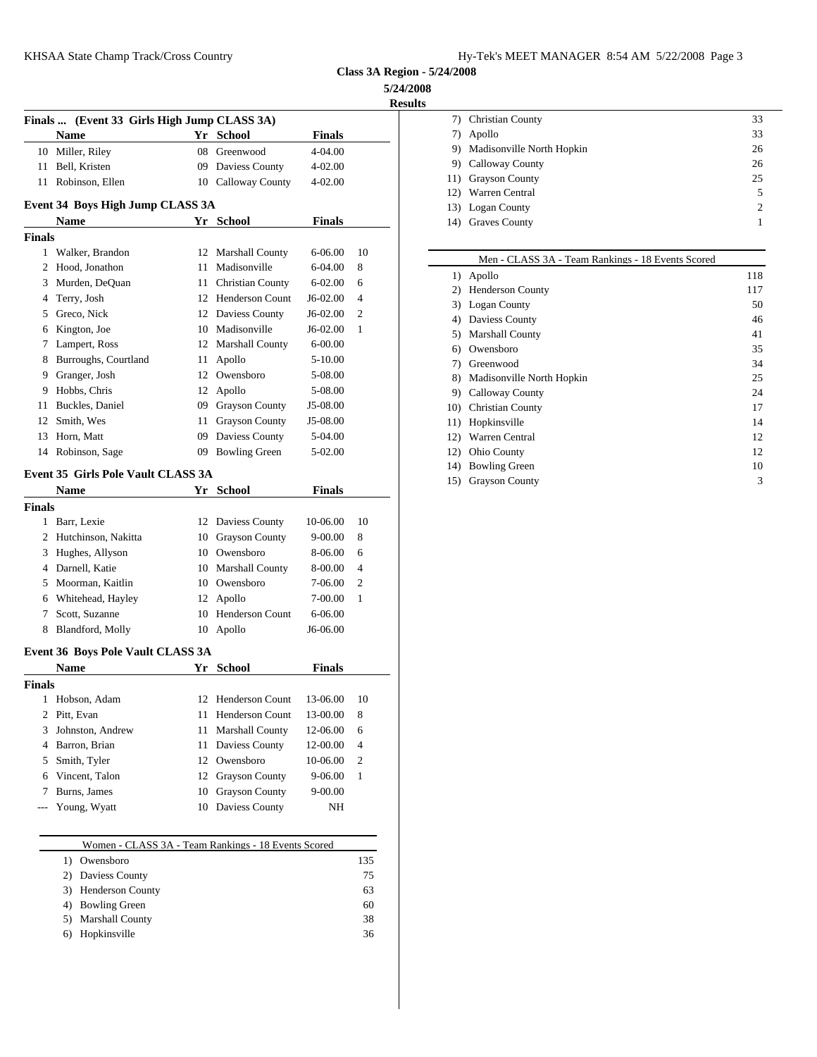**Class 3A Region - 5/24/2008**

**5/24/2008**

**Results**

### Finals ... (Event 33 Girls High Jump CLASS 3A)

| | Name | Yr | School | Finals | |
|---|---|---|---|---|---|
| 10 | Miller, Riley | 08 | Greenwood | 4-04.00 | |
| 11 | Bell, Kristen | 09 | Daviess County | 4-02.00 | |
| 11 | Robinson, Ellen | 10 | Calloway County | 4-02.00 | |

### Event 34 Boys High Jump CLASS 3A

**Finals**

| | Name | Yr | School | Finals | |
|---|---|---|---|---|---|
| 1 | Walker, Brandon | 12 | Marshall County | 6-06.00 | 10 |
| 2 | Hood, Jonathon | 11 | Madisonville | 6-04.00 | 8 |
| 3 | Murden, DeQuan | 11 | Christian County | 6-02.00 | 6 |
| 4 | Terry, Josh | 12 | Henderson Count | J6-02.00 | 4 |
| 5 | Greco, Nick | 12 | Daviess County | J6-02.00 | 2 |
| 6 | Kington, Joe | 10 | Madisonville | J6-02.00 | 1 |
| 7 | Lampert, Ross | 12 | Marshall County | 6-00.00 | |
| 8 | Burroughs, Courtland | 11 | Apollo | 5-10.00 | |
| 9 | Granger, Josh | 12 | Owensboro | 5-08.00 | |
| 9 | Hobbs, Chris | 12 | Apollo | 5-08.00 | |
| 11 | Buckles, Daniel | 09 | Grayson County | J5-08.00 | |
| 12 | Smith, Wes | 11 | Grayson County | J5-08.00 | |
| 13 | Horn, Matt | 09 | Daviess County | 5-04.00 | |
| 14 | Robinson, Sage | 09 | Bowling Green | 5-02.00 | |

### Event 35 Girls Pole Vault CLASS 3A

**Finals**

| | Name | Yr | School | Finals | |
|---|---|---|---|---|---|
| 1 | Barr, Lexie | 12 | Daviess County | 10-06.00 | 10 |
| 2 | Hutchinson, Nakitta | 10 | Grayson County | 9-00.00 | 8 |
| 3 | Hughes, Allyson | 10 | Owensboro | 8-06.00 | 6 |
| 4 | Darnell, Katie | 10 | Marshall County | 8-00.00 | 4 |
| 5 | Moorman, Kaitlin | 10 | Owensboro | 7-06.00 | 2 |
| 6 | Whitehead, Hayley | 12 | Apollo | 7-00.00 | 1 |
| 7 | Scott, Suzanne | 10 | Henderson Count | 6-06.00 | |
| 8 | Blandford, Molly | 10 | Apollo | J6-06.00 | |

### Event 36 Boys Pole Vault CLASS 3A

**Finals**

| | Name | Yr | School | Finals | |
|---|---|---|---|---|---|
| 1 | Hobson, Adam | 12 | Henderson Count | 13-06.00 | 10 |
| 2 | Pitt, Evan | 11 | Henderson Count | 13-00.00 | 8 |
| 3 | Johnston, Andrew | 11 | Marshall County | 12-06.00 | 6 |
| 4 | Barron, Brian | 11 | Daviess County | 12-00.00 | 4 |
| 5 | Smith, Tyler | 12 | Owensboro | 10-06.00 | 2 |
| 6 | Vincent, Talon | 12 | Grayson County | 9-06.00 | 1 |
| 7 | Burns, James | 10 | Grayson County | 9-00.00 | |
| --- | Young, Wyatt | 10 | Daviess County | NH | |

### Women - CLASS 3A - Team Rankings - 18 Events Scored

| | | |
|---|---|---|
| 1) | Owensboro | 135 |
| 2) | Daviess County | 75 |
| 3) | Henderson County | 63 |
| 4) | Bowling Green | 60 |
| 5) | Marshall County | 38 |
| 6) | Hopkinsville | 36 |
| 7) | Christian County | 33 |
| 7) | Apollo | 33 |
| 9) | Madisonville North Hopkin | 26 |
| 9) | Calloway County | 26 |
| 11) | Grayson County | 25 |
| 12) | Warren Central | 5 |
| 13) | Logan County | 2 |
| 14) | Graves County | 1 |

### Men - CLASS 3A - Team Rankings - 18 Events Scored

| | | |
|---|---|---|
| 1) | Apollo | 118 |
| 2) | Henderson County | 117 |
| 3) | Logan County | 50 |
| 4) | Daviess County | 46 |
| 5) | Marshall County | 41 |
| 6) | Owensboro | 35 |
| 7) | Greenwood | 34 |
| 8) | Madisonville North Hopkin | 25 |
| 9) | Calloway County | 24 |
| 10) | Christian County | 17 |
| 11) | Hopkinsville | 14 |
| 12) | Warren Central | 12 |
| 12) | Ohio County | 12 |
| 14) | Bowling Green | 10 |
| 15) | Grayson County | 3 |